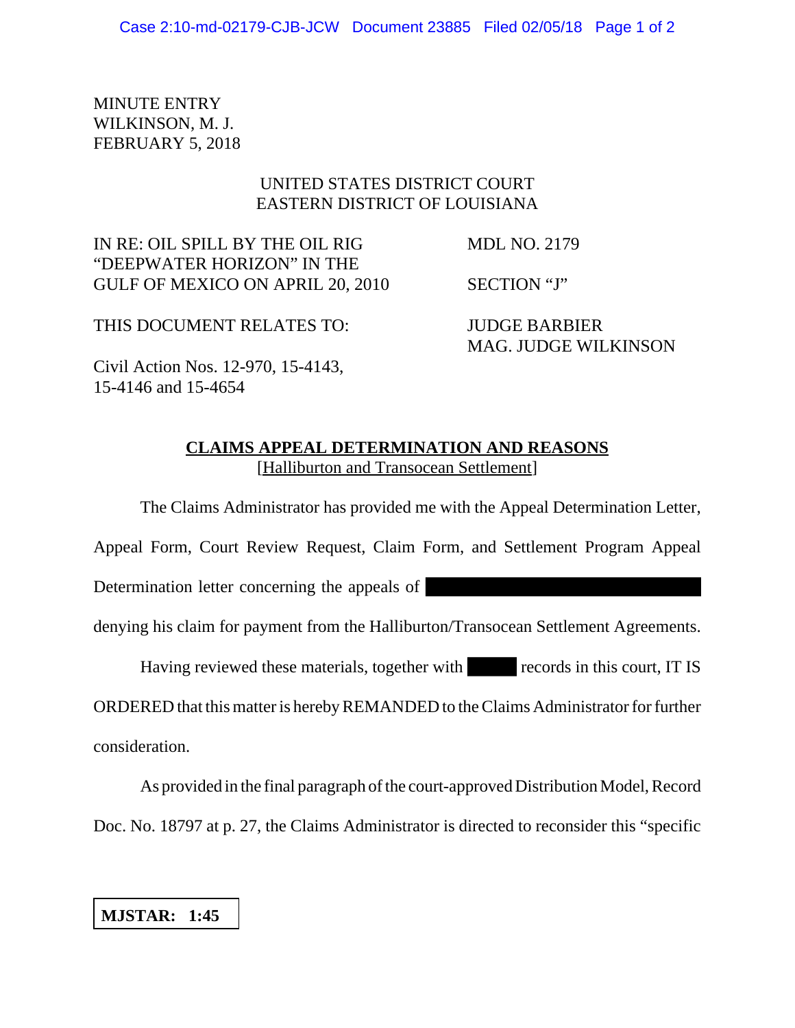MINUTE ENTRY
WILKINSON, M. J.
FEBRUARY 5, 2018

UNITED STATES DISTRICT COURT
EASTERN DISTRICT OF LOUISIANA

IN RE: OIL SPILL BY THE OIL RIG "DEEPWATER HORIZON" IN THE GULF OF MEXICO ON APRIL 20, 2010

MDL NO. 2179

SECTION "J"

THIS DOCUMENT RELATES TO:

JUDGE BARBIER
MAG. JUDGE WILKINSON

Civil Action Nos. 12-970, 15-4143, 15-4146 and 15-4654

**CLAIMS APPEAL DETERMINATION AND REASONS**
[Halliburton and Transocean Settlement]

The Claims Administrator has provided me with the Appeal Determination Letter, Appeal Form, Court Review Request, Claim Form, and Settlement Program Appeal Determination letter concerning the appeals of [REDACTED] denying his claim for payment from the Halliburton/Transocean Settlement Agreements.

Having reviewed these materials, together with [REDACTED] records in this court, IT IS ORDERED that this matter is hereby REMANDED to the Claims Administrator for further consideration.

As provided in the final paragraph of the court-approved Distribution Model, Record Doc. No. 18797 at p. 27, the Claims Administrator is directed to reconsider this "specific

**MJSTAR: 1:45**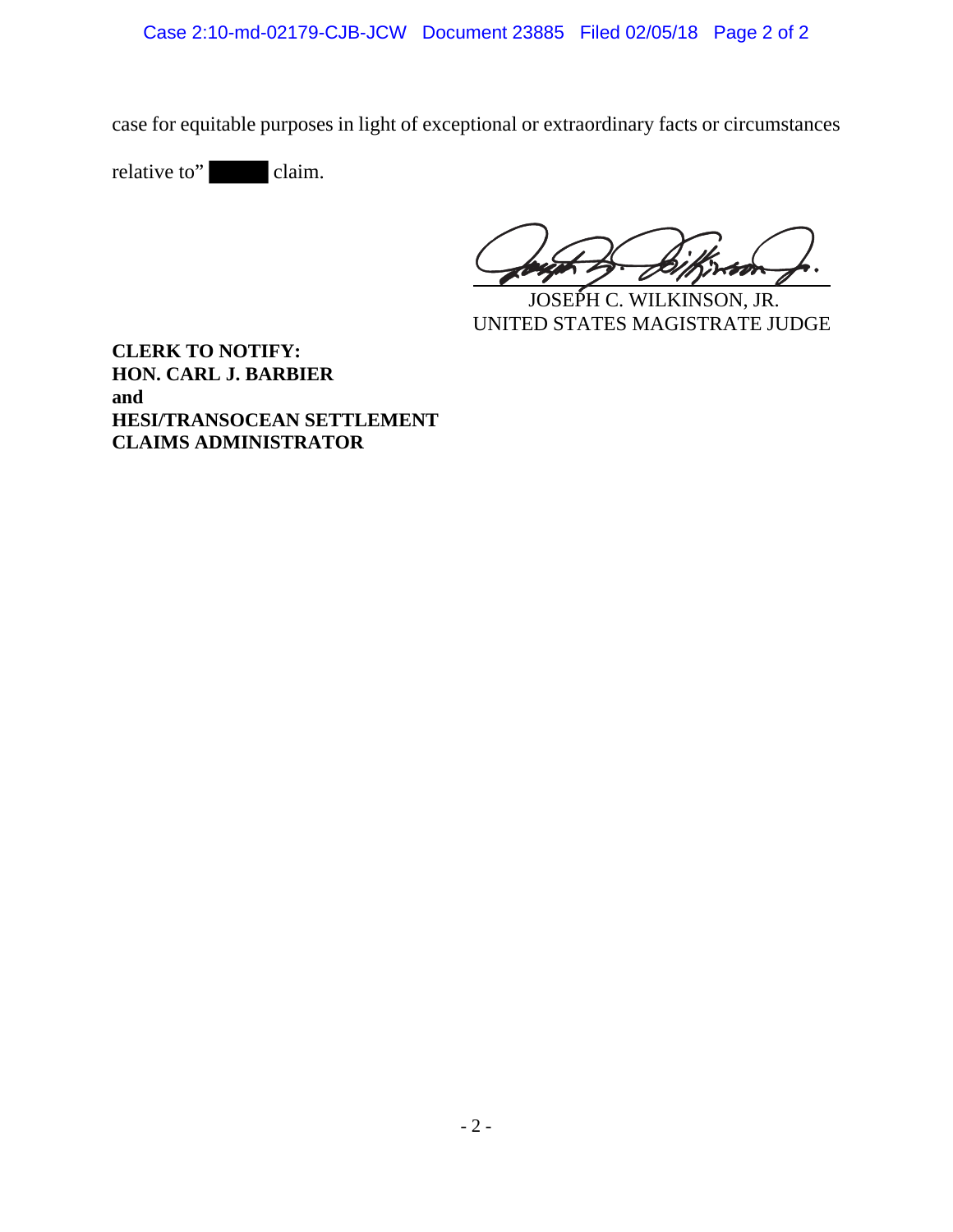case for equitable purposes in light of exceptional or extraordinary facts or circumstances relative to" ██████ claim.

JOSEPH C. WILKINSON, JR.
UNITED STATES MAGISTRATE JUDGE

**CLERK TO NOTIFY:**
**HON. CARL J. BARBIER**
**and**
**HESI/TRANSOCEAN SETTLEMENT CLAIMS ADMINISTRATOR**